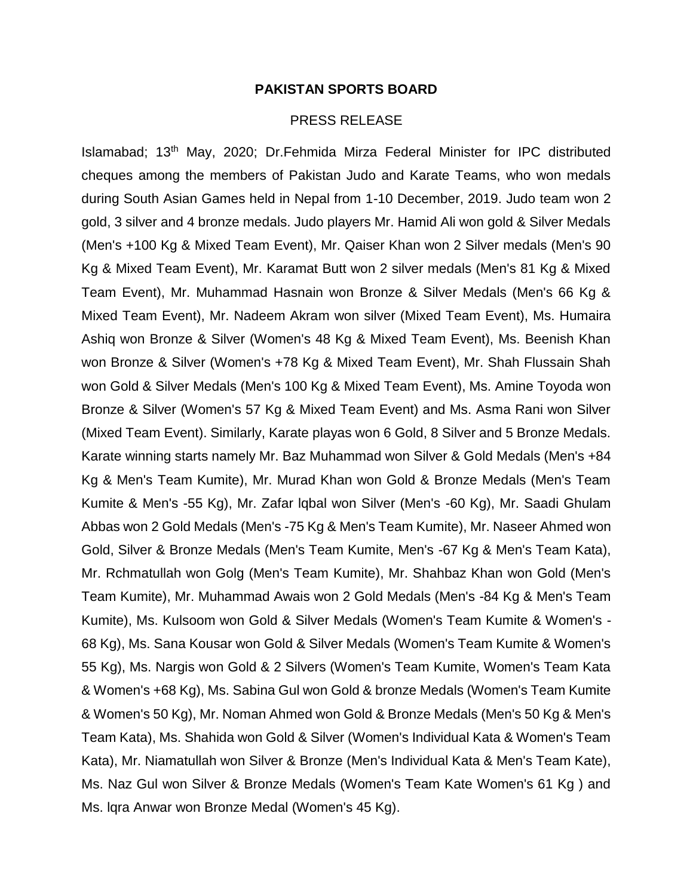**PAKISTAN SPORTS BOARD**

PRESS RELEASE

Islamabad; 13th May, 2020; Dr.Fehmida Mirza Federal Minister for IPC distributed cheques among the members of Pakistan Judo and Karate Teams, who won medals during South Asian Games held in Nepal from 1-10 December, 2019. Judo team won 2 gold, 3 silver and 4 bronze medals. Judo players Mr. Hamid Ali won gold & Silver Medals (Men's +100 Kg & Mixed Team Event), Mr. Qaiser Khan won 2 Silver medals (Men's 90 Kg & Mixed Team Event), Mr. Karamat Butt won 2 silver medals (Men's 81 Kg & Mixed Team Event), Mr. Muhammad Hasnain won Bronze & Silver Medals (Men's 66 Kg & Mixed Team Event), Mr. Nadeem Akram won silver (Mixed Team Event), Ms. Humaira Ashiq won Bronze & Silver (Women's 48 Kg & Mixed Team Event), Ms. Beenish Khan won Bronze & Silver (Women's +78 Kg & Mixed Team Event), Mr. Shah Flussain Shah won Gold & Silver Medals (Men's 100 Kg & Mixed Team Event), Ms. Amine Toyoda won Bronze & Silver (Women's 57 Kg & Mixed Team Event) and Ms. Asma Rani won Silver (Mixed Team Event). Similarly, Karate playas won 6 Gold, 8 Silver and 5 Bronze Medals. Karate winning starts namely Mr. Baz Muhammad won Silver & Gold Medals (Men's +84 Kg & Men's Team Kumite), Mr. Murad Khan won Gold & Bronze Medals (Men's Team Kumite & Men's -55 Kg), Mr. Zafar lqbal won Silver (Men's -60 Kg), Mr. Saadi Ghulam Abbas won 2 Gold Medals (Men's -75 Kg & Men's Team Kumite), Mr. Naseer Ahmed won Gold, Silver & Bronze Medals (Men's Team Kumite, Men's -67 Kg & Men's Team Kata), Mr. Rchmatullah won Golg (Men's Team Kumite), Mr. Shahbaz Khan won Gold (Men's Team Kumite), Mr. Muhammad Awais won 2 Gold Medals (Men's -84 Kg & Men's Team Kumite), Ms. Kulsoom won Gold & Silver Medals (Women's Team Kumite & Women's -68 Kg), Ms. Sana Kousar won Gold & Silver Medals (Women's Team Kumite & Women's 55 Kg), Ms. Nargis won Gold & 2 Silvers (Women's Team Kumite, Women's Team Kata & Women's +68 Kg), Ms. Sabina Gul won Gold & bronze Medals (Women's Team Kumite & Women's 50 Kg), Mr. Noman Ahmed won Gold & Bronze Medals (Men's 50 Kg & Men's Team Kata), Ms. Shahida won Gold & Silver (Women's Individual Kata & Women's Team Kata), Mr. Niamatullah won Silver & Bronze (Men's Individual Kata & Men's Team Kate), Ms. Naz Gul won Silver & Bronze Medals (Women's Team Kate Women's 61 Kg ) and Ms. lqra Anwar won Bronze Medal (Women's 45 Kg).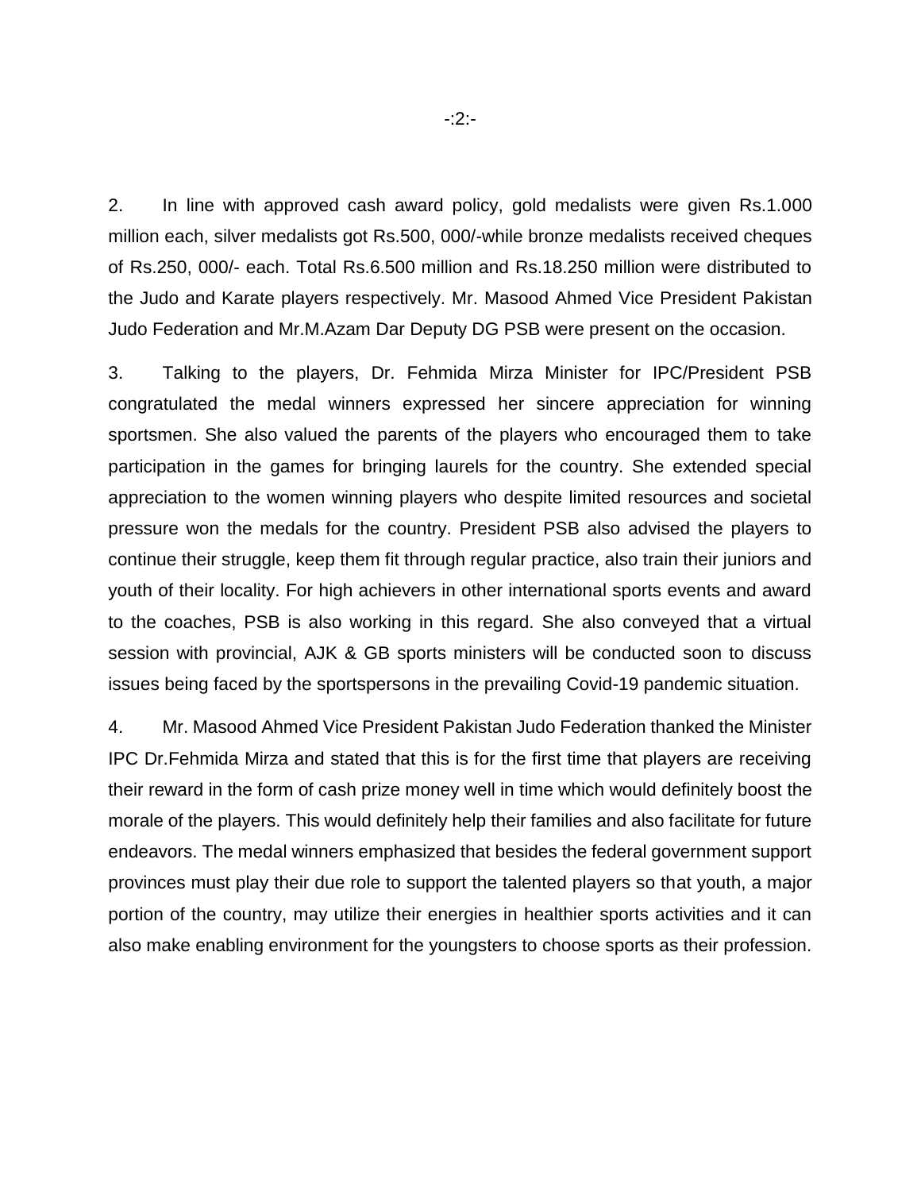2. In line with approved cash award policy, gold medalists were given Rs.1.000 million each, silver medalists got Rs.500, 000/-while bronze medalists received cheques of Rs.250, 000/- each. Total Rs.6.500 million and Rs.18.250 million were distributed to the Judo and Karate players respectively. Mr. Masood Ahmed Vice President Pakistan Judo Federation and Mr.M.Azam Dar Deputy DG PSB were present on the occasion.

3. Talking to the players, Dr. Fehmida Mirza Minister for IPC/President PSB congratulated the medal winners expressed her sincere appreciation for winning sportsmen. She also valued the parents of the players who encouraged them to take participation in the games for bringing laurels for the country. She extended special appreciation to the women winning players who despite limited resources and societal pressure won the medals for the country. President PSB also advised the players to continue their struggle, keep them fit through regular practice, also train their juniors and youth of their locality. For high achievers in other international sports events and award to the coaches, PSB is also working in this regard. She also conveyed that a virtual session with provincial, AJK & GB sports ministers will be conducted soon to discuss issues being faced by the sportspersons in the prevailing Covid-19 pandemic situation.

4. Mr. Masood Ahmed Vice President Pakistan Judo Federation thanked the Minister IPC Dr.Fehmida Mirza and stated that this is for the first time that players are receiving their reward in the form of cash prize money well in time which would definitely boost the morale of the players. This would definitely help their families and also facilitate for future endeavors. The medal winners emphasized that besides the federal government support provinces must play their due role to support the talented players so that youth, a major portion of the country, may utilize their energies in healthier sports activities and it can also make enabling environment for the youngsters to choose sports as their profession.